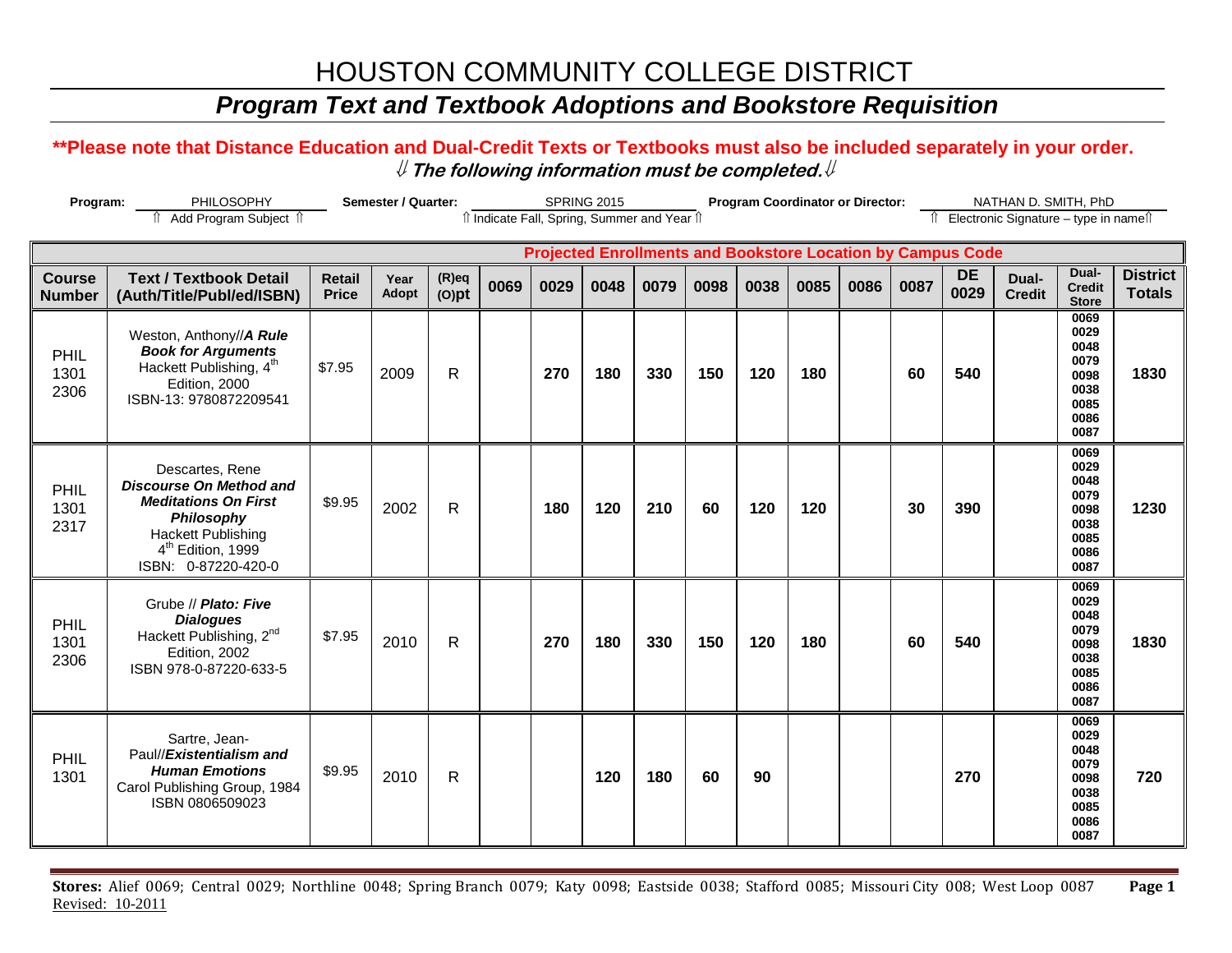# HOUSTON COMMUNITY COLLEGE DISTRICT

## *Program Text and Textbook Adoptions and Bookstore Requisition*

**\*\*Please note that Distance Education and Dual-Credit Texts or Textbooks must also be included separately in your order.**

⇓ ***The following information must be completed.*** ⇓

**Program:** PHILOSOPHY (⇑ Add Program Subject ⇑) **Semester / Quarter:** SPRING 2015 (⇑ Indicate Fall, Spring, Summer and Year ⇑) **Program Coordinator or Director:** NATHAN D. SMITH, PhD (⇑ Electronic Signature – type in name ⇑)

| | | | | | Projected Enrollments and Bookstore Location by Campus Code | | | | | | | | | | | | |
|---|---|---|---|---|---|---|---|---|---|---|---|---|---|---|---|---|---|
| **Course Number** | **Text / Textbook Detail (Auth/Title/Publ/ed/ISBN)** | **Retail Price** | **Year Adopt** | **(R)eq (O)pt** | **0069** | **0029** | **0048** | **0079** | **0098** | **0038** | **0085** | **0086** | **0087** | **DE 0029** | **Dual-Credit** | **Dual-Credit Store** | **District Totals** |
| PHIL 1301 2306 | Weston, Anthony//***A Rule Book for Arguments*** Hackett Publishing, 4th Edition, 2000 ISBN-13: 9780872209541 | $7.95 | 2009 | R | | **270** | **180** | **330** | **150** | **120** | **180** | | **60** | **540** | | 0069 0029 0048 0079 0098 0038 0085 0086 0087 | **1830** |
| PHIL 1301 2317 | Descartes, Rene ***Discourse On Method and Meditations On First Philosophy*** Hackett Publishing 4th Edition, 1999 ISBN: 0-87220-420-0 | $9.95 | 2002 | R | | **180** | **120** | **210** | **60** | **120** | **120** | | **30** | **390** | | 0069 0029 0048 0079 0098 0038 0085 0086 0087 | **1230** |
| PHIL 1301 2306 | Grube // ***Plato: Five Dialogues*** Hackett Publishing, 2nd Edition, 2002 ISBN 978-0-87220-633-5 | $7.95 | 2010 | R | | **270** | **180** | **330** | **150** | **120** | **180** | | **60** | **540** | | 0069 0029 0048 0079 0098 0038 0085 0086 0087 | **1830** |
| PHIL 1301 | Sartre, Jean-Paul//***Existentialism and Human Emotions*** Carol Publishing Group, 1984 ISBN 0806509023 | $9.95 | 2010 | R | | | **120** | **180** | **60** | **90** | | | | **270** | | 0069 0029 0048 0079 0098 0038 0085 0086 0087 | **720** |

**Stores:** Alief 0069; Central 0029; Northline 0048; Spring Branch 0079; Katy 0098; Eastside 0038; Stafford 0085; Missouri City 008; West Loop 0087

Revised: 10-2011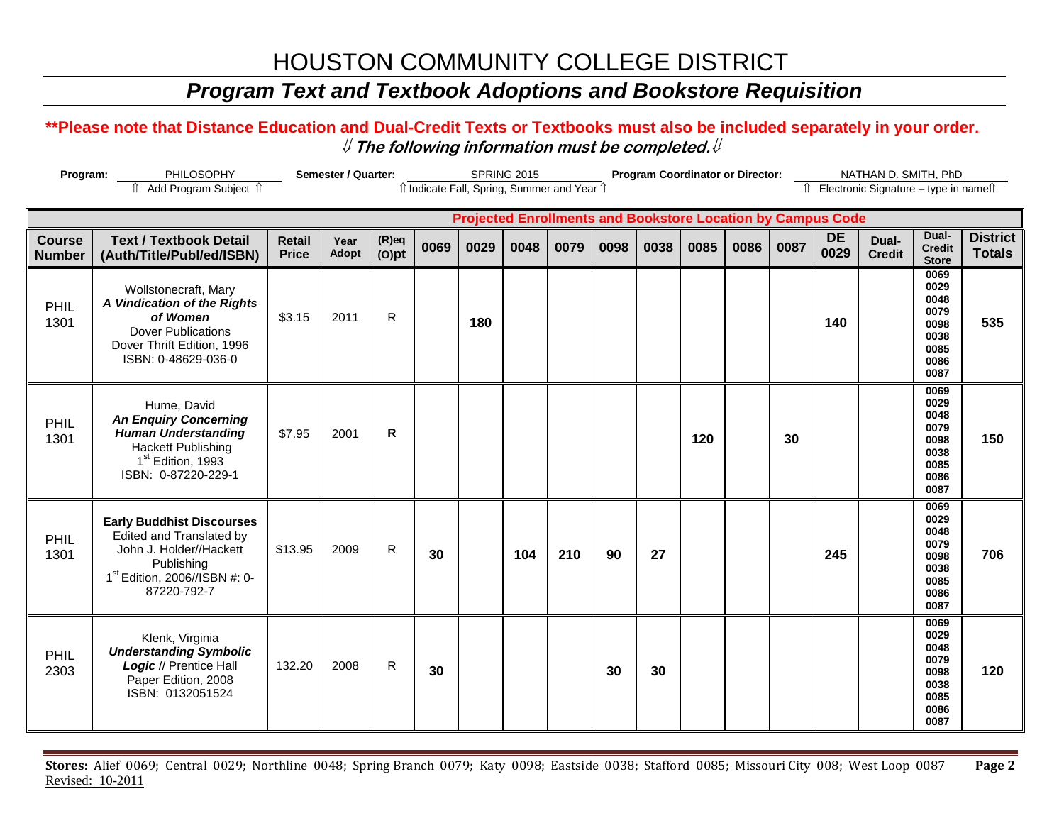# HOUSTON COMMUNITY COLLEGE DISTRICT

## *Program Text and Textbook Adoptions and Bookstore Requisition*

**\*\*Please note that Distance Education and Dual-Credit Texts or Textbooks must also be included separately in your order.**

**⇓ *The following information must be completed.* ⇓**

**Program:** PHILOSOPHY (⇑ Add Program Subject ⇑) **Semester / Quarter:** SPRING 2015 (⇑ Indicate Fall, Spring, Summer and Year ⇑) **Program Coordinator or Director:** NATHAN D. SMITH, PhD (⇑ Electronic Signature – type in name ⇑)

| | | | | | Projected Enrollments and Bookstore Location by Campus Code | | | | | | | | | | | | |
|---|---|---|---|---|---|---|---|---|---|---|---|---|---|---|---|---|---|
| **Course Number** | **Text / Textbook Detail (Auth/Title/Publ/ed/ISBN)** | **Retail Price** | **Year Adopt** | **(R)eq (O)pt** | **0069** | **0029** | **0048** | **0079** | **0098** | **0038** | **0085** | **0086** | **0087** | **DE 0029** | **Dual-Credit** | **Dual-Credit Store** | **District Totals** |
| PHIL 1301 | Wollstonecraft, Mary ***A Vindication of the Rights of Women*** Dover Publications Dover Thrift Edition, 1996 ISBN: 0-48629-036-0 | $3.15 | 2011 | R | | **180** | | | | | | | | **140** | | 0069 0029 0048 0079 0098 0038 0085 0086 0087 | **535** |
| PHIL 1301 | Hume, David ***An Enquiry Concerning Human Understanding*** Hackett Publishing 1st Edition, 1993 ISBN: 0-87220-229-1 | $7.95 | 2001 | **R** | | | | | | | **120** | | **30** | | | 0069 0029 0048 0079 0098 0038 0085 0086 0087 | **150** |
| PHIL 1301 | **Early Buddhist Discourses** Edited and Translated by John J. Holder//Hackett Publishing 1st Edition, 2006//ISBN #: 0-87220-792-7 | $13.95 | 2009 | R | **30** | | **104** | **210** | **90** | **27** | | | | **245** | | 0069 0029 0048 0079 0098 0038 0085 0086 0087 | **706** |
| PHIL 2303 | Klenk, Virginia ***Understanding Symbolic Logic*** // Prentice Hall Paper Edition, 2008 ISBN: 0132051524 | 132.20 | 2008 | R | **30** | | | | **30** | **30** | | | | | | 0069 0029 0048 0079 0098 0038 0085 0086 0087 | **120** |

**Stores:** Alief 0069; Central 0029; Northline 0048; Spring Branch 0079; Katy 0098; Eastside 0038; Stafford 0085; Missouri City 008; West Loop 0087

Revised: 10-2011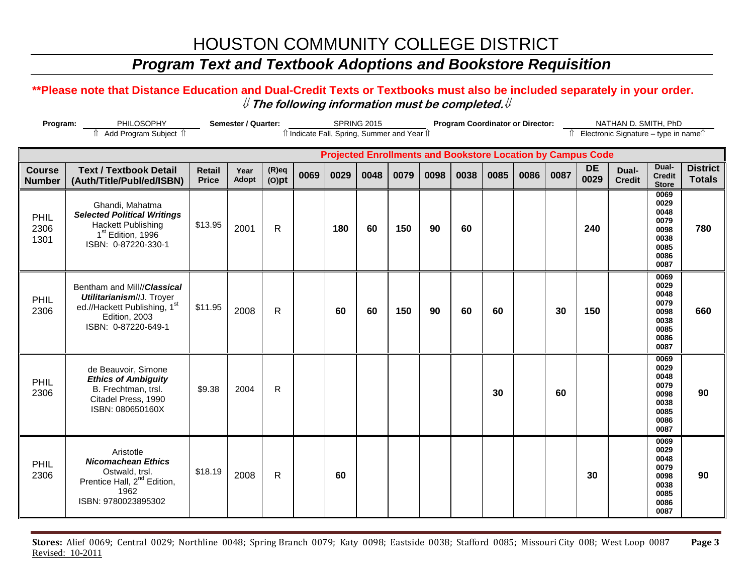# HOUSTON COMMUNITY COLLEGE DISTRICT

## *Program Text and Textbook Adoptions and Bookstore Requisition*

**\*\*Please note that Distance Education and Dual-Credit Texts or Textbooks must also be included separately in your order.**

⇓ ***The following information must be completed.*** ⇓

**Program:** PHILOSOPHY — ⇑ Add Program Subject ⇑
**Semester / Quarter:** SPRING 2015 — ⇑ Indicate Fall, Spring, Summer and Year ⇑
**Program Coordinator or Director:** NATHAN D. SMITH, PhD — ⇑ Electronic Signature – type in name ⇑

| | | | | | Projected Enrollments and Bookstore Location by Campus Code | | | | | | | | | | | | |
|---|---|---|---|---|---|---|---|---|---|---|---|---|---|---|---|---|---|
| **Course Number** | **Text / Textbook Detail (Auth/Title/Publ/ed/ISBN)** | **Retail Price** | **Year Adopt** | **(R)eq (O)pt** | **0069** | **0029** | **0048** | **0079** | **0098** | **0038** | **0085** | **0086** | **0087** | **DE 0029** | **Dual-Credit** | **Dual-Credit Store** | **District Totals** |
| PHIL 2306 1301 | Ghandi, Mahatma ***Selected Political Writings*** Hackett Publishing 1st Edition, 1996 ISBN: 0-87220-330-1 | $13.95 | 2001 | R | | **180** | **60** | **150** | **90** | **60** | | | | **240** | | 0069 0029 0048 0079 0098 0038 0085 0086 0087 | **780** |
| PHIL 2306 | Bentham and Mill//***Classical Utilitarianism***//J. Troyer ed.//Hackett Publishing, 1st Edition, 2003 ISBN: 0-87220-649-1 | $11.95 | 2008 | R | | **60** | **60** | **150** | **90** | **60** | **60** | | **30** | **150** | | 0069 0029 0048 0079 0098 0038 0085 0086 0087 | **660** |
| PHIL 2306 | de Beauvoir, Simone ***Ethics of Ambiguity*** B. Frechtman, trsl. Citadel Press, 1990 ISBN: 080650160X | $9.38 | 2004 | R | | | | | | | **30** | | **60** | | | 0069 0029 0048 0079 0098 0038 0085 0086 0087 | **90** |
| PHIL 2306 | Aristotle ***Nicomachean Ethics*** Ostwald, trsl. Prentice Hall, 2nd Edition, 1962 ISBN: 9780023895302 | $18.19 | 2008 | R | | **60** | | | | | | | | **30** | | 0069 0029 0048 0079 0098 0038 0085 0086 0087 | **90** |

**Stores:** Alief 0069; Central 0029; Northline 0048; Spring Branch 0079; Katy 0098; Eastside 0038; Stafford 0085; Missouri City 008; West Loop 0087

Revised: 10-2011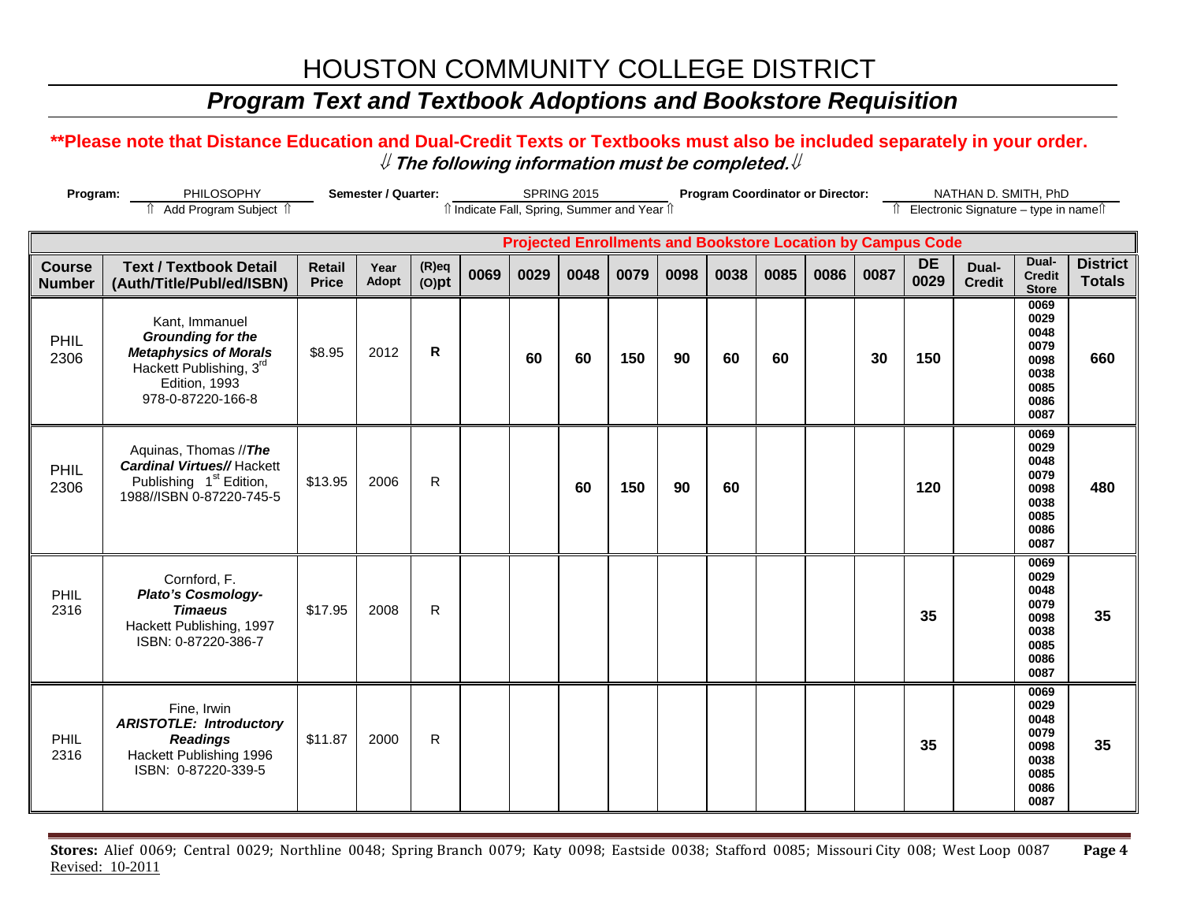# HOUSTON COMMUNITY COLLEGE DISTRICT

## *Program Text and Textbook Adoptions and Bookstore Requisition*

**\*\*Please note that Distance Education and Dual-Credit Texts or Textbooks must also be included separately in your order.**

***⇓ The following information must be completed.⇓***

**Program:** PHILOSOPHY (⇑ Add Program Subject ⇑) **Semester / Quarter:** SPRING 2015 (⇑ Indicate Fall, Spring, Summer and Year ⇑) **Program Coordinator or Director:** NATHAN D. SMITH, PhD (⇑ Electronic Signature – type in name⇑)

| Course Number | Text / Textbook Detail (Auth/Title/Publ/ed/ISBN) | Retail Price | Year Adopt | (R)eq (O)pt | Projected Enrollments and Bookstore Location by Campus Code | | | | | | | | | | | Dual-Credit Store | District Totals |
|---|---|---|---|---|---|---|---|---|---|---|---|---|---|---|---|---|---|
| | | | | | 0069 | 0029 | 0048 | 0079 | 0098 | 0038 | 0085 | 0086 | 0087 | DE 0029 | Dual-Credit | | |
| PHIL 2306 | Kant, Immanuel ***Grounding for the Metaphysics of Morals*** Hackett Publishing, 3rd Edition, 1993 978-0-87220-166-8 | $8.95 | 2012 | **R** | | **60** | **60** | **150** | **90** | **60** | **60** | | **30** | **150** | | 0069 0029 0048 0079 0098 0038 0085 0086 0087 | **660** |
| PHIL 2306 | Aquinas, Thomas //***The Cardinal Virtues//*** Hackett Publishing 1st Edition, 1988//ISBN 0-87220-745-5 | $13.95 | 2006 | R | | | **60** | **150** | **90** | **60** | | | | **120** | | 0069 0029 0048 0079 0098 0038 0085 0086 0087 | **480** |
| PHIL 2316 | Cornford, F. ***Plato's Cosmology-Timaeus*** Hackett Publishing, 1997 ISBN: 0-87220-386-7 | $17.95 | 2008 | R | | | | | | | | | | **35** | | 0069 0029 0048 0079 0098 0038 0085 0086 0087 | **35** |
| PHIL 2316 | Fine, Irwin ***ARISTOTLE: Introductory Readings*** Hackett Publishing 1996 ISBN: 0-87220-339-5 | $11.87 | 2000 | R | | | | | | | | | | **35** | | 0069 0029 0048 0079 0098 0038 0085 0086 0087 | **35** |

**Stores:** Alief 0069; Central 0029; Northline 0048; Spring Branch 0079; Katy 0098; Eastside 0038; Stafford 0085; Missouri City 008; West Loop 0087

Revised: 10-2011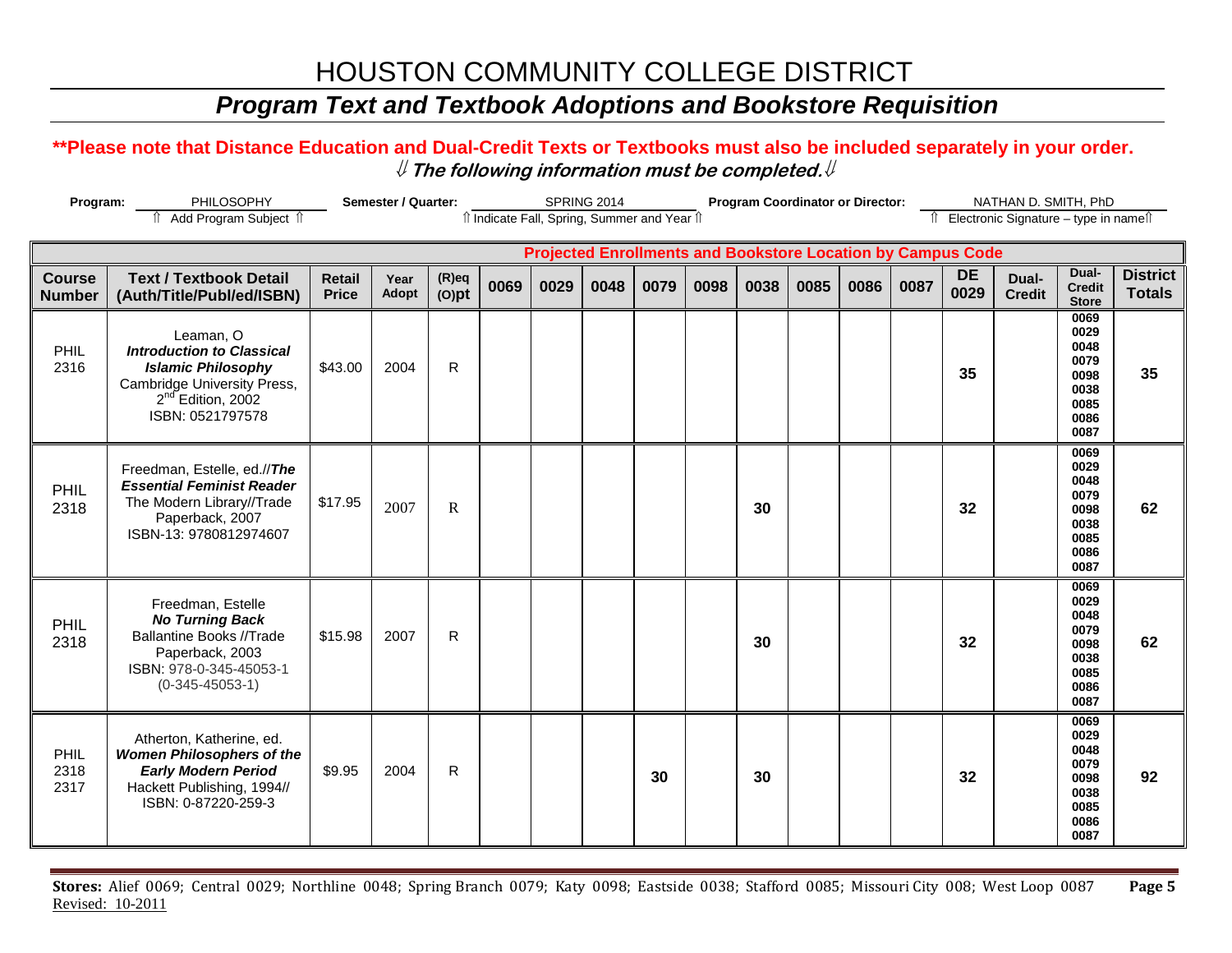# HOUSTON COMMUNITY COLLEGE DISTRICT

## *Program Text and Textbook Adoptions and Bookstore Requisition*

**\*\*Please note that Distance Education and Dual-Credit Texts or Textbooks must also be included separately in your order.**

**⇓ *The following information must be completed.* ⇓**

**Program:** PHILOSOPHY (⇑ Add Program Subject ⇑) **Semester / Quarter:** SPRING 2014 (⇑ Indicate Fall, Spring, Summer and Year ⇑) **Program Coordinator or Director:** NATHAN D. SMITH, PhD (⇑ Electronic Signature – type in name ⇑)

| | | | | | Projected Enrollments and Bookstore Location by Campus Code | | | | | | | | | | | | |
|---|---|---|---|---|---|---|---|---|---|---|---|---|---|---|---|---|---|
| **Course Number** | **Text / Textbook Detail (Auth/Title/Publ/ed/ISBN)** | **Retail Price** | **Year Adopt** | **(R)eq (O)pt** | **0069** | **0029** | **0048** | **0079** | **0098** | **0038** | **0085** | **0086** | **0087** | **DE 0029** | **Dual-Credit** | **Dual-Credit Store** | **District Totals** |
| PHIL 2316 | Leaman, O ***Introduction to Classical Islamic Philosophy*** Cambridge University Press, 2nd Edition, 2002 ISBN: 0521797578 | $43.00 | 2004 | R | | | | | | | | | | **35** | | 0069 0029 0048 0079 0098 0038 0085 0086 0087 | **35** |
| PHIL 2318 | Freedman, Estelle, ed.//***The Essential Feminist Reader*** The Modern Library//Trade Paperback, 2007 ISBN-13: 9780812974607 | $17.95 | 2007 | R | | | | | | **30** | | | | **32** | | 0069 0029 0048 0079 0098 0038 0085 0086 0087 | **62** |
| PHIL 2318 | Freedman, Estelle ***No Turning Back*** Ballantine Books //Trade Paperback, 2003 ISBN: 978-0-345-45053-1 (0-345-45053-1) | $15.98 | 2007 | R | | | | | | **30** | | | | **32** | | 0069 0029 0048 0079 0098 0038 0085 0086 0087 | **62** |
| PHIL 2318 2317 | Atherton, Katherine, ed. ***Women Philosophers of the Early Modern Period*** Hackett Publishing, 1994// ISBN: 0-87220-259-3 | $9.95 | 2004 | R | | | | **30** | | **30** | | | | **32** | | 0069 0029 0048 0079 0098 0038 0085 0086 0087 | **92** |

**Stores:** Alief 0069; Central 0029; Northline 0048; Spring Branch 0079; Katy 0098; Eastside 0038; Stafford 0085; Missouri City 008; West Loop 0087

Revised: 10-2011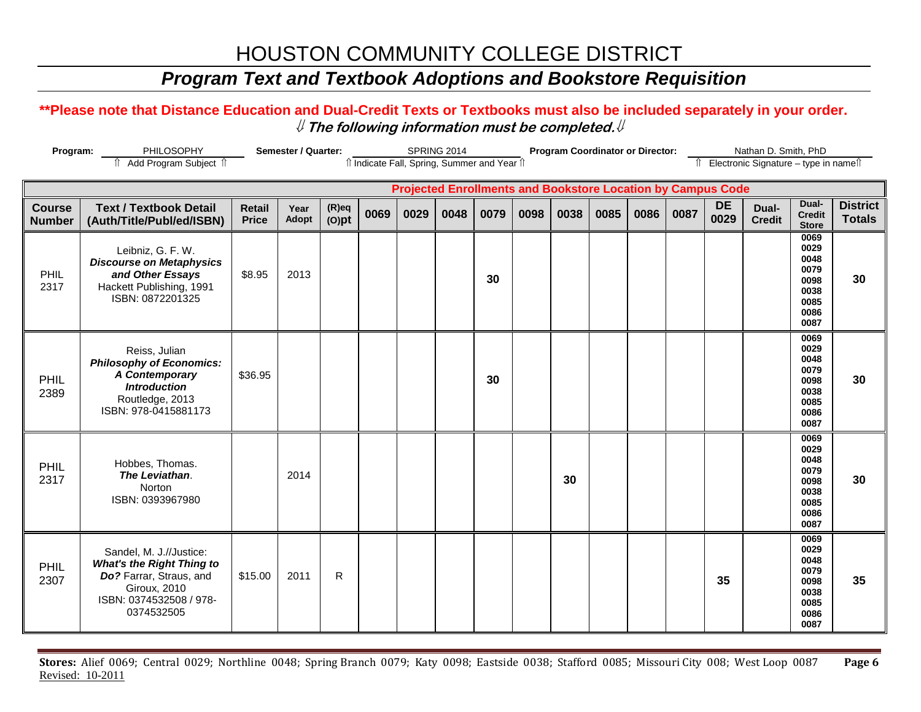# HOUSTON COMMUNITY COLLEGE DISTRICT

## *Program Text and Textbook Adoptions and Bookstore Requisition*

**\*\*Please note that Distance Education and Dual-Credit Texts or Textbooks must also be included separately in your order.**

⇓ ***The following information must be completed.*** ⇓

**Program:** PHILOSOPHY (⇑ Add Program Subject ⇑) **Semester / Quarter:** SPRING 2014 (⇑ Indicate Fall, Spring, Summer and Year ⇑) **Program Coordinator or Director:** Nathan D. Smith, PhD (⇑ Electronic Signature – type in name ⇑)

| | | | | | Projected Enrollments and Bookstore Location by Campus Code | | | | | | | | | | | | |
|---|---|---|---|---|---|---|---|---|---|---|---|---|---|---|---|---|---|
| **Course Number** | **Text / Textbook Detail (Auth/Title/Publ/ed/ISBN)** | **Retail Price** | **Year Adopt** | **(R)eq (O)pt** | **0069** | **0029** | **0048** | **0079** | **0098** | **0038** | **0085** | **0086** | **0087** | **DE 0029** | **Dual-Credit** | **Dual-Credit Store** | **District Totals** |
| PHIL 2317 | Leibniz, G. F. W. ***Discourse on Metaphysics and Other Essays*** Hackett Publishing, 1991 ISBN: 0872201325 | $8.95 | 2013 | | | | | **30** | | | | | | | | 0069 0029 0048 0079 0098 0038 0085 0086 0087 | **30** |
| PHIL 2389 | Reiss, Julian ***Philosophy of Economics: A Contemporary Introduction*** Routledge, 2013 ISBN: 978-0415881173 | $36.95 | | | | | | **30** | | | | | | | | 0069 0029 0048 0079 0098 0038 0085 0086 0087 | **30** |
| PHIL 2317 | Hobbes, Thomas. ***The Leviathan***. Norton ISBN: 0393967980 | | 2014 | | | | | | | **30** | | | | | | 0069 0029 0048 0079 0098 0038 0085 0086 0087 | **30** |
| PHIL 2307 | Sandel, M. J.//Justice: ***What's the Right Thing to Do?*** Farrar, Straus, and Giroux, 2010 ISBN: 0374532508 / 978-0374532505 | $15.00 | 2011 | R | | | | | | | | | | **35** | | 0069 0029 0048 0079 0098 0038 0085 0086 0087 | **35** |

**Stores:** Alief 0069; Central 0029; Northline 0048; Spring Branch 0079; Katy 0098; Eastside 0038; Stafford 0085; Missouri City 008; West Loop 0087

Revised: 10-2011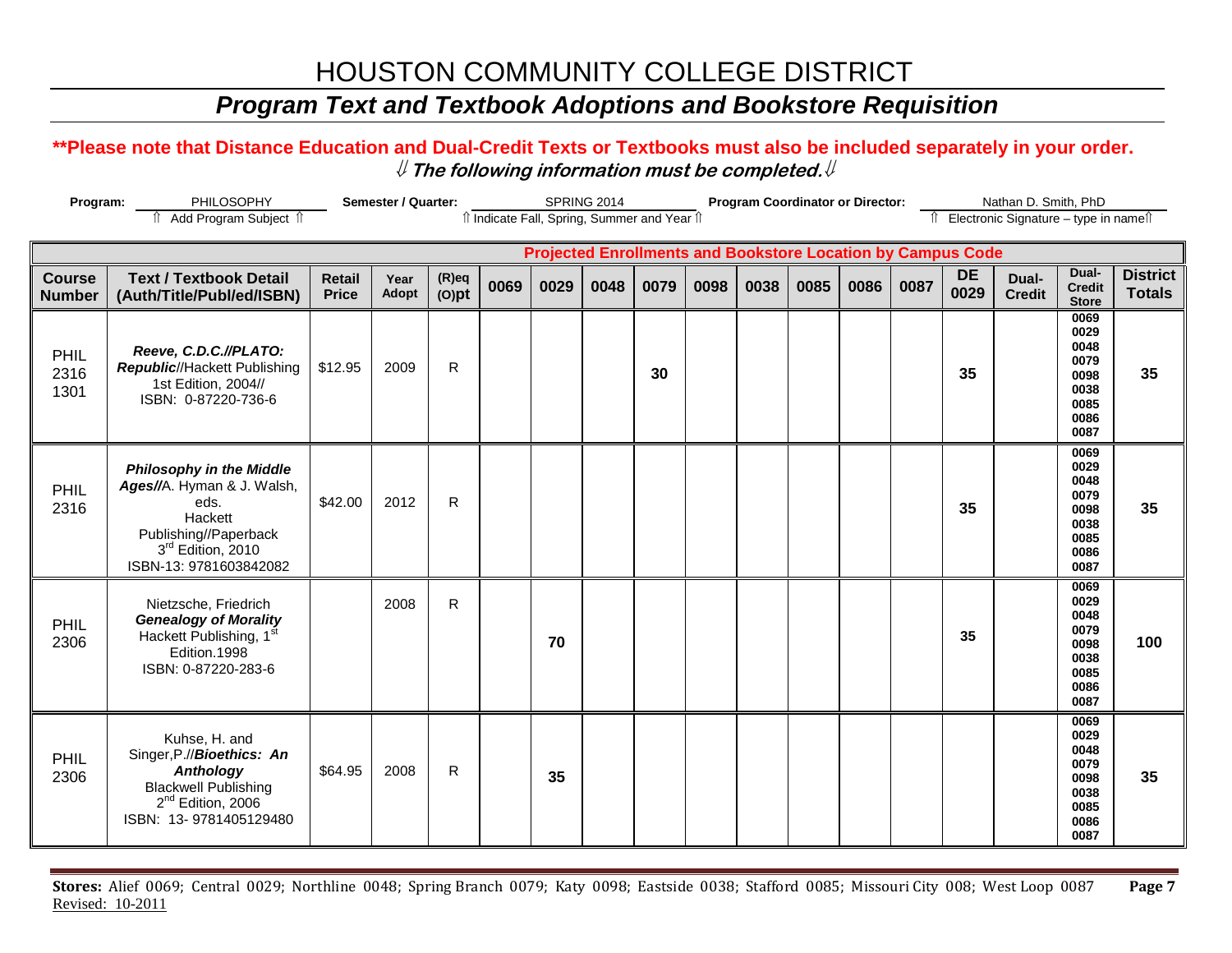# HOUSTON COMMUNITY COLLEGE DISTRICT

## *Program Text and Textbook Adoptions and Bookstore Requisition*

**\*\*Please note that Distance Education and Dual-Credit Texts or Textbooks must also be included separately in your order.**

**⇓ *The following information must be completed.* ⇓**

**Program:** PHILOSOPHY (⇑ Add Program Subject ⇑) **Semester / Quarter:** SPRING 2014 (⇑ Indicate Fall, Spring, Summer and Year ⇑) **Program Coordinator or Director:** Nathan D. Smith, PhD (⇑ Electronic Signature – type in name ⇑)

| | | | | | Projected Enrollments and Bookstore Location by Campus Code | | | | | | | | | | | | |
|---|---|---|---|---|---|---|---|---|---|---|---|---|---|---|---|---|---|
| **Course Number** | **Text / Textbook Detail (Auth/Title/Publ/ed/ISBN)** | **Retail Price** | **Year Adopt** | **(R)eq (O)pt** | **0069** | **0029** | **0048** | **0079** | **0098** | **0038** | **0085** | **0086** | **0087** | **DE 0029** | **Dual-Credit** | **Dual-Credit Store** | **District Totals** |
| PHIL 2316 1301 | ***Reeve, C.D.C.//PLATO: Republic***//Hackett Publishing 1st Edition, 2004// ISBN: 0-87220-736-6 | $12.95 | 2009 | R | | | | **30** | | | | | | **35** | | 0069 0029 0048 0079 0098 0038 0085 0086 0087 | **35** |
| PHIL 2316 | ***Philosophy in the Middle Ages***//A. Hyman & J. Walsh, eds. Hackett Publishing//Paperback 3rd Edition, 2010 ISBN-13: 9781603842082 | $42.00 | 2012 | R | | | | | | | | | | **35** | | 0069 0029 0048 0079 0098 0038 0085 0086 0087 | **35** |
| PHIL 2306 | Nietzsche, Friedrich ***Genealogy of Morality*** Hackett Publishing, 1st Edition.1998 ISBN: 0-87220-283-6 | | 2008 | R | | **70** | | | | | | | | **35** | | 0069 0029 0048 0079 0098 0038 0085 0086 0087 | **100** |
| PHIL 2306 | Kuhse, H. and Singer,P.//***Bioethics: An Anthology*** Blackwell Publishing 2nd Edition, 2006 ISBN: 13- 9781405129480 | $64.95 | 2008 | R | | **35** | | | | | | | | | | 0069 0029 0048 0079 0098 0038 0085 0086 0087 | **35** |

**Stores:** Alief 0069; Central 0029; Northline 0048; Spring Branch 0079; Katy 0098; Eastside 0038; Stafford 0085; Missouri City 008; West Loop 0087

Revised: 10-2011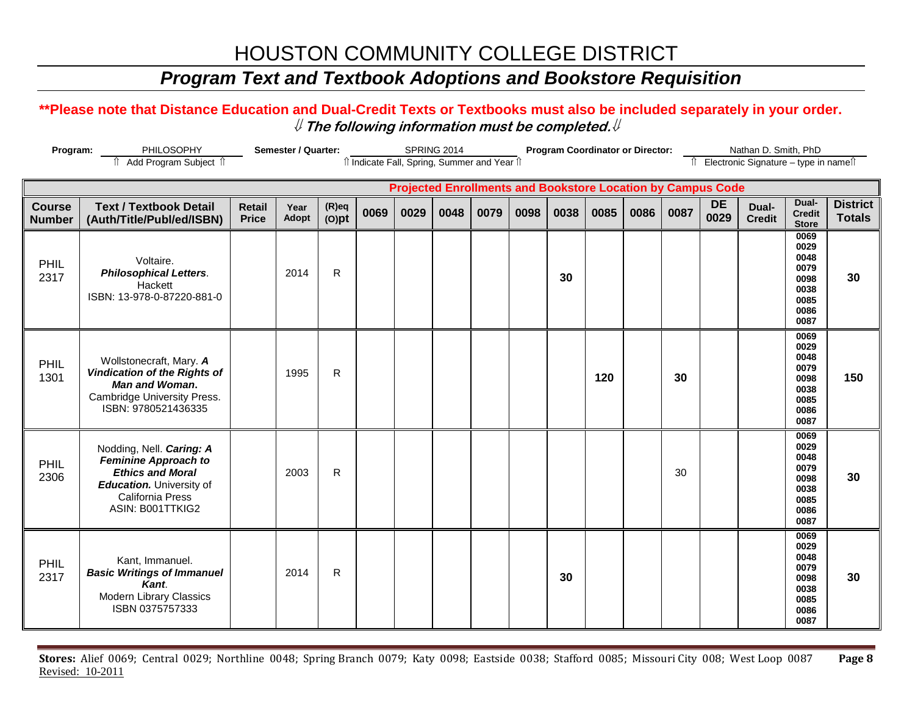# HOUSTON COMMUNITY COLLEGE DISTRICT

## *Program Text and Textbook Adoptions and Bookstore Requisition*

**\*\*Please note that Distance Education and Dual-Credit Texts or Textbooks must also be included separately in your order.**

**⇓ *The following information must be completed.* ⇓**

**Program:** PHILOSOPHY
⇑ Add Program Subject ⇑

**Semester / Quarter:** SPRING 2014
⇑ Indicate Fall, Spring, Summer and Year ⇑

**Program Coordinator or Director:** Nathan D. Smith, PhD
⇑ Electronic Signature – type in name ⇑

| | | | | | Projected Enrollments and Bookstore Location by Campus Code | | | | | | | | | | | | |
|---|---|---|---|---|---|---|---|---|---|---|---|---|---|---|---|---|---|
| **Course Number** | **Text / Textbook Detail (Auth/Title/Publ/ed/ISBN)** | **Retail Price** | **Year Adopt** | **(R)eq (O)pt** | **0069** | **0029** | **0048** | **0079** | **0098** | **0038** | **0085** | **0086** | **0087** | **DE 0029** | **Dual-Credit** | **Dual-Credit Store** | **District Totals** |
| PHIL 2317 | Voltaire. ***Philosophical Letters***. Hackett ISBN: 13-978-0-87220-881-0 | | 2014 | R | | | | | | **30** | | | | | | 0069 0029 0048 0079 0098 0038 0085 0086 0087 | **30** |
| PHIL 1301 | Wollstonecraft, Mary. ***A Vindication of the Rights of Man and Woman***. Cambridge University Press. ISBN: 9780521436335 | | 1995 | R | | | | | | | **120** | | **30** | | | 0069 0029 0048 0079 0098 0038 0085 0086 0087 | **150** |
| PHIL 2306 | Nodding, Nell. ***Caring: A Feminine Approach to Ethics and Moral Education.*** University of California Press ASIN: B001TTKIG2 | | 2003 | R | | | | | | | | | 30 | | | 0069 0029 0048 0079 0098 0038 0085 0086 0087 | **30** |
| PHIL 2317 | Kant, Immanuel. ***Basic Writings of Immanuel Kant***. Modern Library Classics ISBN 0375757333 | | 2014 | R | | | | | | **30** | | | | | | 0069 0029 0048 0079 0098 0038 0085 0086 0087 | **30** |

**Stores:** Alief 0069; Central 0029; Northline 0048; Spring Branch 0079; Katy 0098; Eastside 0038; Stafford 0085; Missouri City 008; West Loop 0087

Revised: 10-2011